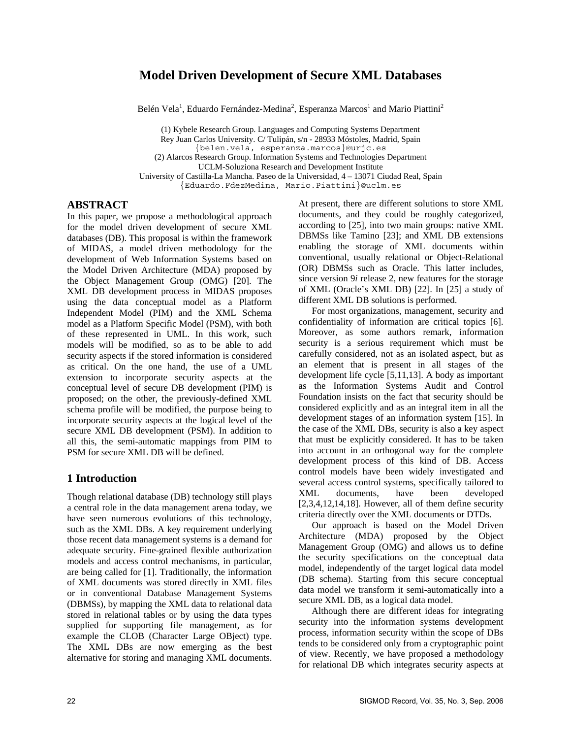# Model Driven Development of Secure XML Databases

Belén Vela[1], Eduardo Fernández-Medina[2], Esperanza Marcos[1] and Mario Piattini[2]

(1) Kybele Research Group. Languages and Computing Systems Department
Rey Juan Carlos University. C/ Tulipán, s/n - 28933 Móstoles, Madrid, Spain
{belen.vela, esperanza.marcos}@urjc.es
(2) Alarcos Research Group. Information Systems and Technologies Department
UCLM-Soluziona Research and Development Institute
University of Castilla-La Mancha. Paseo de la Universidad, 4 – 13071 Ciudad Real, Spain
{Eduardo.FdezMedina, Mario.Piattini}@uclm.es

## ABSTRACT

In this paper, we propose a methodological approach for the model driven development of secure XML databases (DB). This proposal is within the framework of MIDAS, a model driven methodology for the development of Web Information Systems based on the Model Driven Architecture (MDA) proposed by the Object Management Group (OMG) [20]. The XML DB development process in MIDAS proposes using the data conceptual model as a Platform Independent Model (PIM) and the XML Schema model as a Platform Specific Model (PSM), with both of these represented in UML. In this work, such models will be modified, so as to be able to add security aspects if the stored information is considered as critical. On the one hand, the use of a UML extension to incorporate security aspects at the conceptual level of secure DB development (PIM) is proposed; on the other, the previously-defined XML schema profile will be modified, the purpose being to incorporate security aspects at the logical level of the secure XML DB development (PSM). In addition to all this, the semi-automatic mappings from PIM to PSM for secure XML DB will be defined.

## 1 Introduction

Though relational database (DB) technology still plays a central role in the data management arena today, we have seen numerous evolutions of this technology, such as the XML DBs. A key requirement underlying those recent data management systems is a demand for adequate security. Fine-grained flexible authorization models and access control mechanisms, in particular, are being called for [1]. Traditionally, the information of XML documents was stored directly in XML files or in conventional Database Management Systems (DBMSs), by mapping the XML data to relational data stored in relational tables or by using the data types supplied for supporting file management, as for example the CLOB (Character Large OBject) type. The XML DBs are now emerging as the best alternative for storing and managing XML documents.

At present, there are different solutions to store XML documents, and they could be roughly categorized, according to [25], into two main groups: native XML DBMSs like Tamino [23]; and XML DB extensions enabling the storage of XML documents within conventional, usually relational or Object-Relational (OR) DBMSs such as Oracle. This latter includes, since version 9*i* release 2, new features for the storage of XML (Oracle's XML DB) [22]. In [25] a study of different XML DB solutions is performed.

For most organizations, management, security and confidentiality of information are critical topics [6]. Moreover, as some authors remark, information security is a serious requirement which must be carefully considered, not as an isolated aspect, but as an element that is present in all stages of the development life cycle [5,11,13]. A body as important as the Information Systems Audit and Control Foundation insists on the fact that security should be considered explicitly and as an integral item in all the development stages of an information system [15]. In the case of the XML DBs, security is also a key aspect that must be explicitly considered. It has to be taken into account in an orthogonal way for the complete development process of this kind of DB. Access control models have been widely investigated and several access control systems, specifically tailored to XML documents, have been developed [2,3,4,12,14,18]. However, all of them define security criteria directly over the XML documents or DTDs.

Our approach is based on the Model Driven Architecture (MDA) proposed by the Object Management Group (OMG) and allows us to define the security specifications on the conceptual data model, independently of the target logical data model (DB schema). Starting from this secure conceptual data model we transform it semi-automatically into a secure XML DB, as a logical data model.

Although there are different ideas for integrating security into the information systems development process, information security within the scope of DBs tends to be considered only from a cryptographic point of view. Recently, we have proposed a methodology for relational DB which integrates security aspects at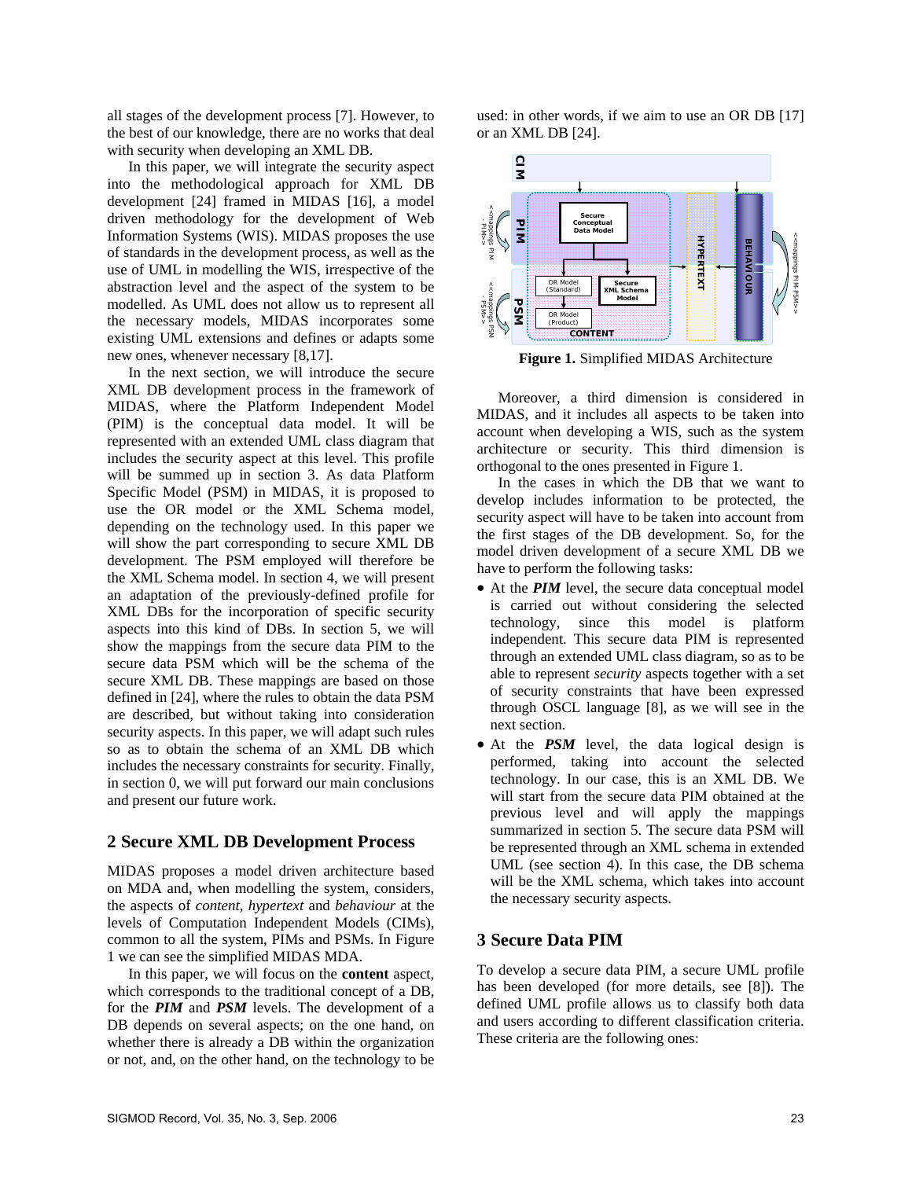all stages of the development process [7]. However, to the best of our knowledge, there are no works that deal with security when developing an XML DB.

In this paper, we will integrate the security aspect into the methodological approach for XML DB development [24] framed in MIDAS [16], a model driven methodology for the development of Web Information Systems (WIS). MIDAS proposes the use of standards in the development process, as well as the use of UML in modelling the WIS, irrespective of the abstraction level and the aspect of the system to be modelled. As UML does not allow us to represent all the necessary models, MIDAS incorporates some existing UML extensions and defines or adapts some new ones, whenever necessary [8,17].

In the next section, we will introduce the secure XML DB development process in the framework of MIDAS, where the Platform Independent Model (PIM) is the conceptual data model. It will be represented with an extended UML class diagram that includes the security aspect at this level. This profile will be summed up in section 3. As data Platform Specific Model (PSM) in MIDAS, it is proposed to use the OR model or the XML Schema model, depending on the technology used. In this paper we will show the part corresponding to secure XML DB development. The PSM employed will therefore be the XML Schema model. In section 4, we will present an adaptation of the previously-defined profile for XML DBs for the incorporation of specific security aspects into this kind of DBs. In section 5, we will show the mappings from the secure data PIM to the secure data PSM which will be the schema of the secure XML DB. These mappings are based on those defined in [24], where the rules to obtain the data PSM are described, but without taking into consideration security aspects. In this paper, we will adapt such rules so as to obtain the schema of an XML DB which includes the necessary constraints for security. Finally, in section 0, we will put forward our main conclusions and present our future work.

## 2 Secure XML DB Development Process

MIDAS proposes a model driven architecture based on MDA and, when modelling the system, considers, the aspects of *content*, *hypertext* and *behaviour* at the levels of Computation Independent Models (CIMs), common to all the system, PIMs and PSMs. In Figure 1 we can see the simplified MIDAS MDA.

In this paper, we will focus on the **content** aspect, which corresponds to the traditional concept of a DB, for the ***PIM*** and ***PSM*** levels. The development of a DB depends on several aspects; on the one hand, on whether there is already a DB within the organization or not, and, on the other hand, on the technology to be used: in other words, if we aim to use an OR DB [17] or an XML DB [24].

**Figure 1.** Simplified MIDAS Architecture

Moreover, a third dimension is considered in MIDAS, and it includes all aspects to be taken into account when developing a WIS, such as the system architecture or security. This third dimension is orthogonal to the ones presented in Figure 1.

In the cases in which the DB that we want to develop includes information to be protected, the security aspect will have to be taken into account from the first stages of the DB development. So, for the model driven development of a secure XML DB we have to perform the following tasks:

- At the ***PIM*** level, the secure data conceptual model is carried out without considering the selected technology, since this model is platform independent. This secure data PIM is represented through an extended UML class diagram, so as to be able to represent *security* aspects together with a set of security constraints that have been expressed through OSCL language [8], as we will see in the next section.
- At the ***PSM*** level, the data logical design is performed, taking into account the selected technology. In our case, this is an XML DB. We will start from the secure data PIM obtained at the previous level and will apply the mappings summarized in section 5. The secure data PSM will be represented through an XML schema in extended UML (see section 4). In this case, the DB schema will be the XML schema, which takes into account the necessary security aspects.

## 3 Secure Data PIM

To develop a secure data PIM, a secure UML profile has been developed (for more details, see [8]). The defined UML profile allows us to classify both data and users according to different classification criteria. These criteria are the following ones: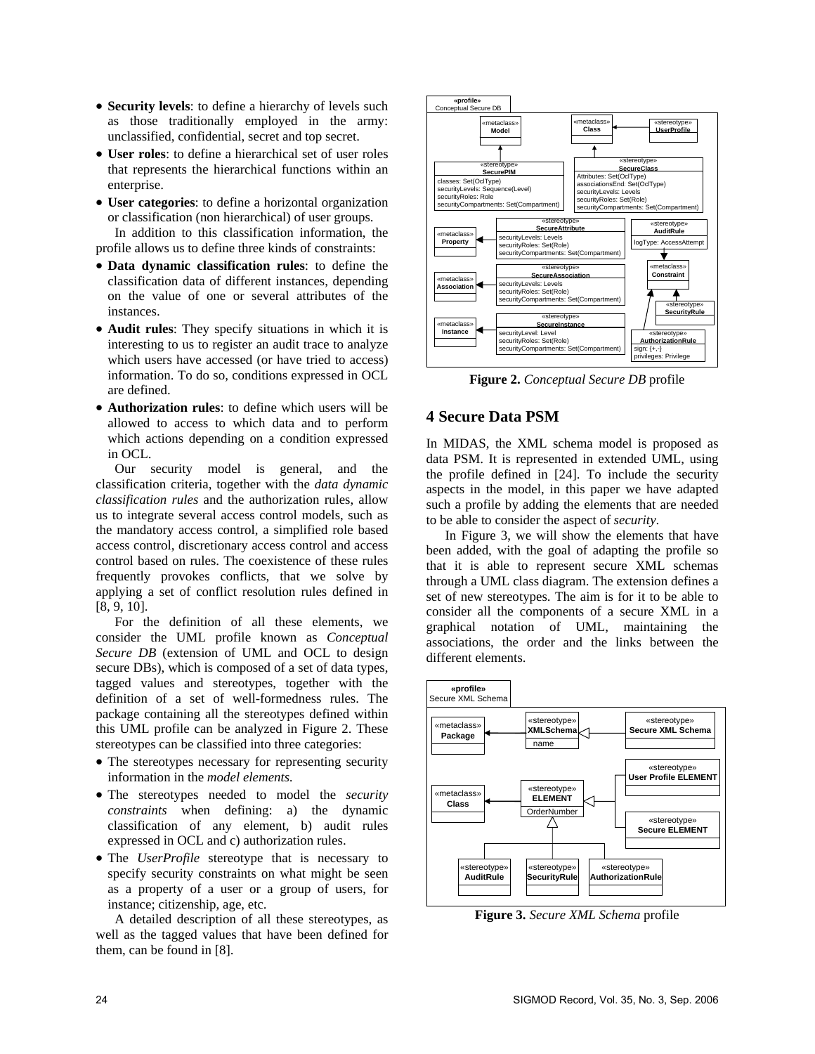- **Security levels**: to define a hierarchy of levels such as those traditionally employed in the army: unclassified, confidential, secret and top secret.
- **User roles**: to define a hierarchical set of user roles that represents the hierarchical functions within an enterprise.
- **User categories**: to define a horizontal organization or classification (non hierarchical) of user groups.

In addition to this classification information, the profile allows us to define three kinds of constraints:

- **Data dynamic classification rules**: to define the classification data of different instances, depending on the value of one or several attributes of the instances.
- **Audit rules**: They specify situations in which it is interesting to us to register an audit trace to analyze which users have accessed (or have tried to access) information. To do so, conditions expressed in OCL are defined.
- **Authorization rules**: to define which users will be allowed to access to which data and to perform which actions depending on a condition expressed in OCL.

Our security model is general, and the classification criteria, together with the *data dynamic classification rules* and the authorization rules, allow us to integrate several access control models, such as the mandatory access control, a simplified role based access control, discretionary access control and access control based on rules. The coexistence of these rules frequently provokes conflicts, that we solve by applying a set of conflict resolution rules defined in [8, 9, 10].

For the definition of all these elements, we consider the UML profile known as *Conceptual Secure DB* (extension of UML and OCL to design secure DBs), which is composed of a set of data types, tagged values and stereotypes, together with the definition of a set of well-formedness rules. The package containing all the stereotypes defined within this UML profile can be analyzed in Figure 2. These stereotypes can be classified into three categories:

- The stereotypes necessary for representing security information in the *model elements.*
- The stereotypes needed to model the *security constraints* when defining: a) the dynamic classification of any element, b) audit rules expressed in OCL and c) authorization rules.
- The *UserProfile* stereotype that is necessary to specify security constraints on what might be seen as a property of a user or a group of users, for instance; citizenship, age, etc.

A detailed description of all these stereotypes, as well as the tagged values that have been defined for them, can be found in [8].

**Figure 2.** *Conceptual Secure DB* profile

## 4 Secure Data PSM

In MIDAS, the XML schema model is proposed as data PSM. It is represented in extended UML, using the profile defined in [24]. To include the security aspects in the model, in this paper we have adapted such a profile by adding the elements that are needed to be able to consider the aspect of *security*.

In Figure 3, we will show the elements that have been added, with the goal of adapting the profile so that it is able to represent secure XML schemas through a UML class diagram. The extension defines a set of new stereotypes. The aim is for it to be able to consider all the components of a secure XML in a graphical notation of UML, maintaining the associations, the order and the links between the different elements.

**Figure 3.** *Secure XML Schema* profile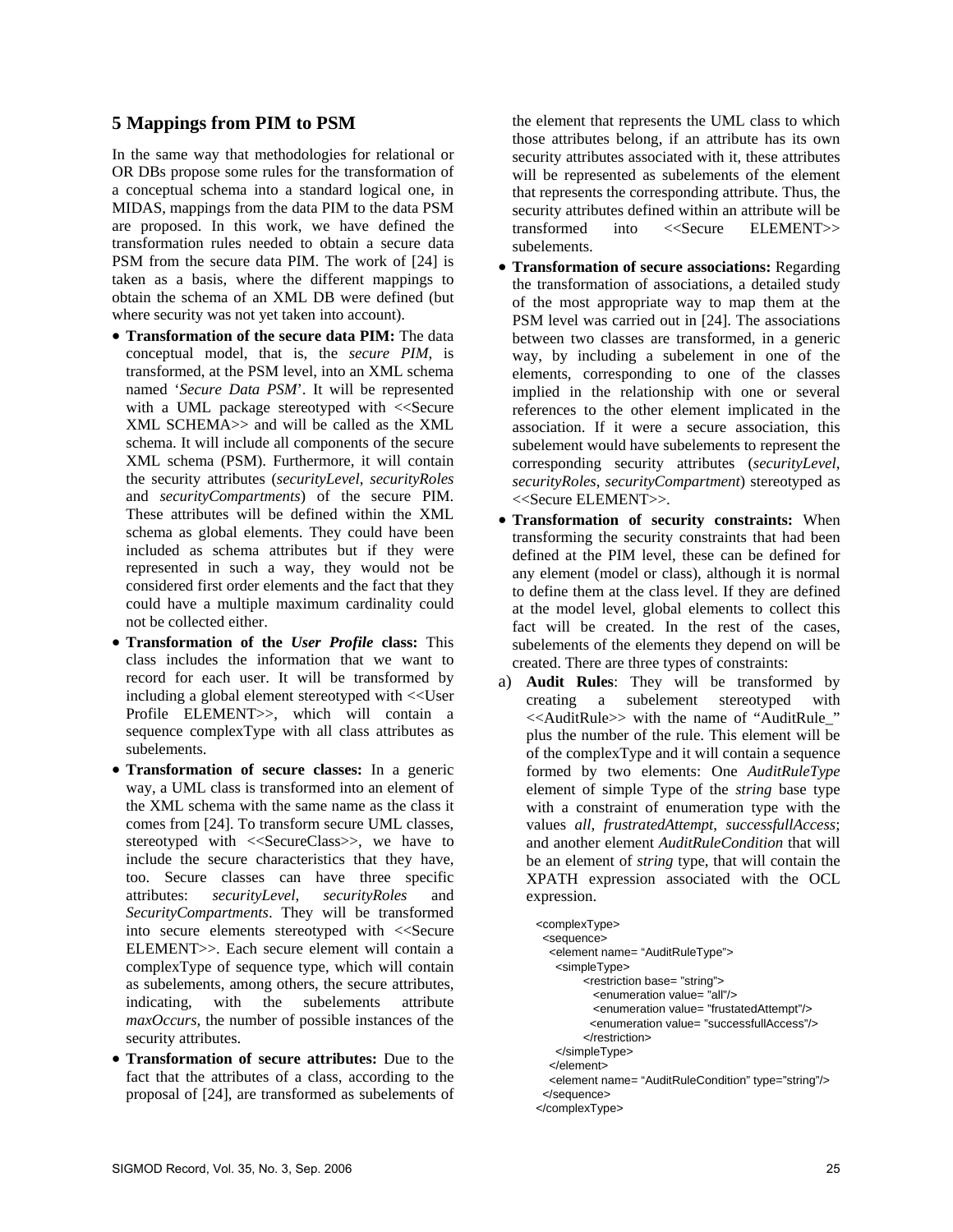## 5 Mappings from PIM to PSM

In the same way that methodologies for relational or OR DBs propose some rules for the transformation of a conceptual schema into a standard logical one, in MIDAS, mappings from the data PIM to the data PSM are proposed. In this work, we have defined the transformation rules needed to obtain a secure data PSM from the secure data PIM. The work of [24] is taken as a basis, where the different mappings to obtain the schema of an XML DB were defined (but where security was not yet taken into account).

- **Transformation of the secure data PIM:** The data conceptual model, that is, the *secure PIM*, is transformed, at the PSM level, into an XML schema named '*Secure Data PSM*'. It will be represented with a UML package stereotyped with <<Secure XML SCHEMA>> and will be called as the XML schema. It will include all components of the secure XML schema (PSM). Furthermore, it will contain the security attributes (*securityLevel*, *securityRoles* and *securityCompartments*) of the secure PIM. These attributes will be defined within the XML schema as global elements. They could have been included as schema attributes but if they were represented in such a way, they would not be considered first order elements and the fact that they could have a multiple maximum cardinality could not be collected either.
- **Transformation of the *User Profile* class:** This class includes the information that we want to record for each user. It will be transformed by including a global element stereotyped with <<User Profile ELEMENT>>, which will contain a sequence complexType with all class attributes as subelements.
- **Transformation of secure classes:** In a generic way, a UML class is transformed into an element of the XML schema with the same name as the class it comes from [24]. To transform secure UML classes, stereotyped with <<SecureClass>>, we have to include the secure characteristics that they have, too. Secure classes can have three specific attributes: *securityLevel*, *securityRoles* and *SecurityCompartments*. They will be transformed into secure elements stereotyped with <<Secure ELEMENT>>. Each secure element will contain a complexType of sequence type, which will contain as subelements, among others, the secure attributes, indicating, with the subelements attribute *maxOccurs*, the number of possible instances of the security attributes.
- **Transformation of secure attributes:** Due to the fact that the attributes of a class, according to the proposal of [24], are transformed as subelements of the element that represents the UML class to which those attributes belong, if an attribute has its own security attributes associated with it, these attributes will be represented as subelements of the element that represents the corresponding attribute. Thus, the security attributes defined within an attribute will be transformed into <<Secure ELEMENT>> subelements.
- **Transformation of secure associations:** Regarding the transformation of associations, a detailed study of the most appropriate way to map them at the PSM level was carried out in [24]. The associations between two classes are transformed, in a generic way, by including a subelement in one of the elements, corresponding to one of the classes implied in the relationship with one or several references to the other element implicated in the association. If it were a secure association, this subelement would have subelements to represent the corresponding security attributes (*securityLevel*, *securityRoles*, *securityCompartment*) stereotyped as <<Secure ELEMENT>>.
- **Transformation of security constraints:** When transforming the security constraints that had been defined at the PIM level, these can be defined for any element (model or class), although it is normal to define them at the class level. If they are defined at the model level, global elements to collect this fact will be created. In the rest of the cases, subelements of the elements they depend on will be created. There are three types of constraints:

a) **Audit Rules**: They will be transformed by creating a subelement stereotyped with <<AuditRule>> with the name of "AuditRule_" plus the number of the rule. This element will be of the complexType and it will contain a sequence formed by two elements: One *AuditRuleType* element of simple Type of the *string* base type with a constraint of enumeration type with the values *all*, *frustratedAttempt*, *successfullAccess*; and another element *AuditRuleCondition* that will be an element of *string* type, that will contain the XPATH expression associated with the OCL expression.

```
<complexType>
  <sequence>
    <element name= "AuditRuleType">
      <simpleType>
          <restriction base= "string">
            <enumeration value= "all"/>
            <enumeration value= "frustatedAttempt"/>
            <enumeration value= "successfullAccess"/>
          </restriction>
      </simpleType>
    </element>
    <element name= "AuditRuleCondition" type="string"/>
  </sequence>
</complexType>
```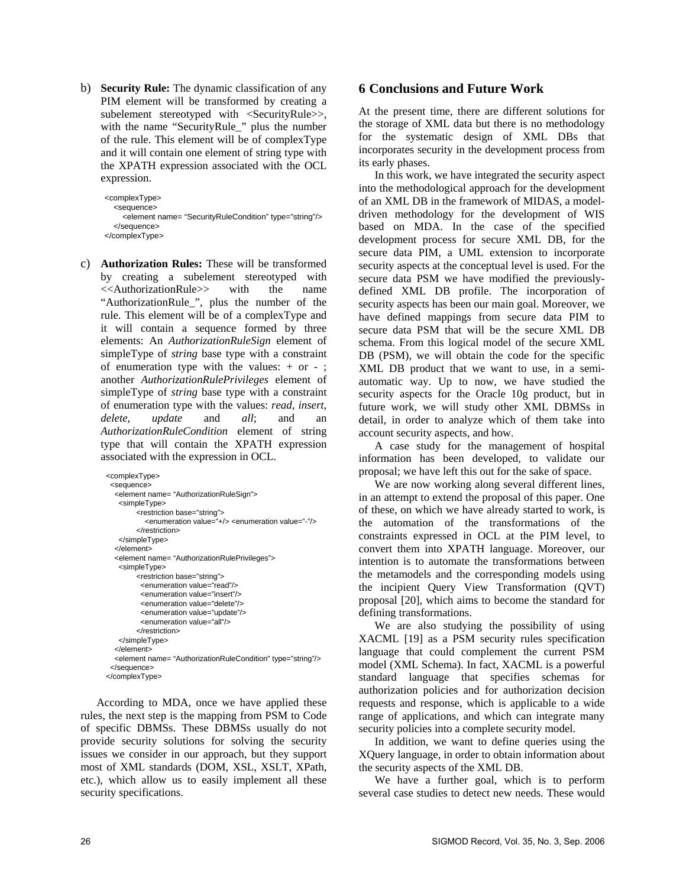b) **Security Rule:** The dynamic classification of any PIM element will be transformed by creating a subelement stereotyped with <SecurityRule>>, with the name "SecurityRule_" plus the number of the rule. This element will be of complexType and it will contain one element of string type with the XPATH expression associated with the OCL expression.

```
<complexType>
   <sequence>
      <element name= "SecurityRuleCondition" type="string"/>
   </sequence>
</complexType>
```

c) **Authorization Rules:** These will be transformed by creating a subelement stereotyped with <<AuthorizationRule>> with the name "AuthorizationRule_", plus the number of the rule. This element will be of a complexType and it will contain a sequence formed by three elements: An *AuthorizationRuleSign* element of simpleType of *string* base type with a constraint of enumeration type with the values: + or - ; another *AuthorizationRulePrivileges* element of simpleType of *string* base type with a constraint of enumeration type with the values: *read*, *insert*, *delete*, *update* and *all*; and an *AuthorizationRuleCondition* element of string type that will contain the XPATH expression associated with the expression in OCL.

```
<complexType>
  <sequence>
   <element name= "AuthorizationRuleSign">
     <simpleType>
          <restriction base="string">
             <enumeration value="+/> <enumeration value="-"/>
          </restriction>
     </simpleType>
   </element>
   <element name= "AuthorizationRulePrivileges">
     <simpleType>
          <restriction base="string">
            <enumeration value="read"/>
            <enumeration value="insert"/>
            <enumeration value="delete"/>
            <enumeration value="update"/>
            <enumeration value="all"/>
          </restriction>
     </simpleType>
   </element>
   <element name= "AuthorizationRuleCondition" type="string"/>
  </sequence>
</complexType>
```

According to MDA, once we have applied these rules, the next step is the mapping from PSM to Code of specific DBMSs. These DBMSs usually do not provide security solutions for solving the security issues we consider in our approach, but they support most of XML standards (DOM, XSL, XSLT, XPath, etc.), which allow us to easily implement all these security specifications.

## 6 Conclusions and Future Work

At the present time, there are different solutions for the storage of XML data but there is no methodology for the systematic design of XML DBs that incorporates security in the development process from its early phases.

In this work, we have integrated the security aspect into the methodological approach for the development of an XML DB in the framework of MIDAS, a model-driven methodology for the development of WIS based on MDA. In the case of the specified development process for secure XML DB, for the secure data PIM, a UML extension to incorporate security aspects at the conceptual level is used. For the secure data PSM we have modified the previously-defined XML DB profile. The incorporation of security aspects has been our main goal. Moreover, we have defined mappings from secure data PIM to secure data PSM that will be the secure XML DB schema. From this logical model of the secure XML DB (PSM), we will obtain the code for the specific XML DB product that we want to use, in a semi-automatic way. Up to now, we have studied the security aspects for the Oracle 10g product, but in future work, we will study other XML DBMSs in detail, in order to analyze which of them take into account security aspects, and how.

A case study for the management of hospital information has been developed, to validate our proposal; we have left this out for the sake of space.

We are now working along several different lines, in an attempt to extend the proposal of this paper. One of these, on which we have already started to work, is the automation of the transformations of the constraints expressed in OCL at the PIM level, to convert them into XPATH language. Moreover, our intention is to automate the transformations between the metamodels and the corresponding models using the incipient Query View Transformation (QVT) proposal [20], which aims to become the standard for defining transformations.

We are also studying the possibility of using XACML [19] as a PSM security rules specification language that could complement the current PSM model (XML Schema). In fact, XACML is a powerful standard language that specifies schemas for authorization policies and for authorization decision requests and response, which is applicable to a wide range of applications, and which can integrate many security policies into a complete security model.

In addition, we want to define queries using the XQuery language, in order to obtain information about the security aspects of the XML DB.

We have a further goal, which is to perform several case studies to detect new needs. These would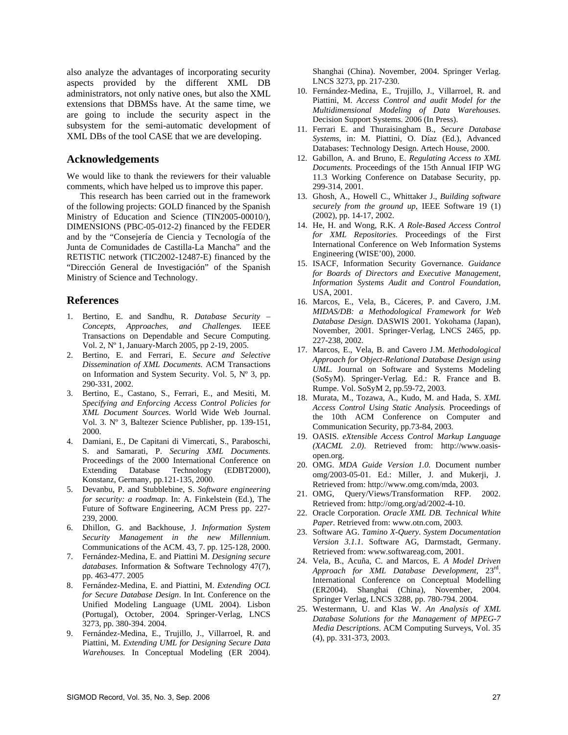also analyze the advantages of incorporating security aspects provided by the different XML DB administrators, not only native ones, but also the XML extensions that DBMSs have. At the same time, we are going to include the security aspect in the subsystem for the semi-automatic development of XML DBs of the tool CASE that we are developing.

## Acknowledgements

We would like to thank the reviewers for their valuable comments, which have helped us to improve this paper.

This research has been carried out in the framework of the following projects: GOLD financed by the Spanish Ministry of Education and Science (TIN2005-00010/), DIMENSIONS (PBC-05-012-2) financed by the FEDER and by the "Consejería de Ciencia y Tecnología of the Junta de Comunidades de Castilla-La Mancha" and the RETISTIC network (TIC2002-12487-E) financed by the "Dirección General de Investigación" of the Spanish Ministry of Science and Technology.

## References

1. Bertino, E. and Sandhu, R. *Database Security – Concepts, Approaches, and Challenges.* IEEE Transactions on Dependable and Secure Computing. Vol. 2, Nº 1, January-March 2005, pp 2-19, 2005.
2. Bertino, E. and Ferrari, E. *Secure and Selective Dissemination of XML Documents.* ACM Transactions on Information and System Security. Vol. 5, Nº 3, pp. 290-331, 2002.
3. Bertino, E., Castano, S., Ferrari, E., and Mesiti, M. *Specifying and Enforcing Access Control Policies for XML Document Sources*. World Wide Web Journal. Vol. 3. Nº 3, Baltezer Science Publisher, pp. 139-151, 2000.
4. Damiani, E., De Capitani di Vimercati, S., Paraboschi, S. and Samarati, P. *Securing XML Documents*. Proceedings of the 2000 International Conference on Extending Database Technology (EDBT2000), Konstanz, Germany, pp.121-135, 2000.
5. Devanbu, P. and Stubblebine, S. *Software engineering for security: a roadmap*. In: A. Finkelstein (Ed.), The Future of Software Engineering, ACM Press pp. 227-239, 2000.
6. Dhillon, G. and Backhouse, J. *Information System Security Management in the new Millennium.* Communications of the ACM. 43, 7. pp. 125-128, 2000.
7. Fernández-Medina, E. and Piattini M. *Designing secure databases.* Information & Software Technology 47(7), pp. 463-477. 2005
8. Fernández-Medina, E. and Piattini, M. *Extending OCL for Secure Database Design*. In Int. Conference on the Unified Modeling Language (UML 2004). Lisbon (Portugal), October, 2004. Springer-Verlag, LNCS 3273, pp. 380-394. 2004.
9. Fernández-Medina, E., Trujillo, J., Villarroel, R. and Piattini, M. *Extending UML for Designing Secure Data Warehouses.* In Conceptual Modeling (ER 2004). Shanghai (China). November, 2004. Springer Verlag. LNCS 3273, pp. 217-230.
10. Fernández-Medina, E., Trujillo, J., Villarroel, R. and Piattini, M. *Access Control and audit Model for the Multidimensional Modeling of Data Warehouses.* Decision Support Systems. 2006 (In Press).
11. Ferrari E. and Thuraisingham B., *Secure Database Systems*, in: M. Piattini, O. Díaz (Ed.), Advanced Databases: Technology Design. Artech House, 2000.
12. Gabillon, A. and Bruno, E. *Regulating Access to XML Documents.* Proceedings of the 15th Annual IFIP WG 11.3 Working Conference on Database Security, pp. 299-314, 2001.
13. Ghosh, A., Howell C., Whittaker J., *Building software securely from the ground up*, IEEE Software 19 (1) (2002), pp. 14-17, 2002.
14. He, H. and Wong, R.K. *A Role-Based Access Control for XML Repositories.* Proceedings of the First International Conference on Web Information Systems Engineering (WISE'00), 2000.
15. ISACF, Information Security Governance. *Guidance for Boards of Directors and Executive Management, Information Systems Audit and Control Foundation*, USA, 2001.
16. Marcos, E., Vela, B., Cáceres, P. and Cavero, J.M. *MIDAS/DB: a Methodological Framework for Web Database Design.* DASWIS 2001. Yokohama (Japan), November, 2001. Springer-Verlag, LNCS 2465, pp. 227-238, 2002.
17. Marcos, E., Vela, B. and Cavero J.M. *Methodological Approach for Object-Relational Database Design using UML*. Journal on Software and Systems Modeling (SoSyM). Springer-Verlag. Ed.: R. France and B. Rumpe. Vol. SoSyM 2, pp.59-72, 2003.
18. Murata, M., Tozawa, A., Kudo, M. and Hada, S. *XML Access Control Using Static Analysis.* Proceedings of the 10th ACM Conference on Computer and Communication Security, pp.73-84, 2003.
19. OASIS. *eXtensible Access Control Markup Language (XACML 2.0)*. Retrieved from: http://www.oasis-open.org.
20. OMG. *MDA Guide Version 1.0.* Document number omg/2003-05-01. Ed.: Miller, J. and Mukerji, J. Retrieved from: http://www.omg.com/mda, 2003.
21. OMG, Query/Views/Transformation RFP. 2002. Retrieved from: http://omg.org/ad/2002-4-10.
22. Oracle Corporation. *Oracle XML DB. Technical White Paper*. Retrieved from: www.otn.com, 2003.
23. Software AG. *Tamino X-Query. System Documentation Version 3.1.1*. Software AG, Darmstadt, Germany. Retrieved from: www.softwareag.com, 2001.
24. Vela, B., Acuña, C. and Marcos, E. *A Model Driven Approach for XML Database Development*, 23rd. International Conference on Conceptual Modelling (ER2004). Shanghai (China), November, 2004. Springer Verlag, LNCS 3288, pp. 780-794. 2004.
25. Westermann, U. and Klas W. *An Analysis of XML Database Solutions for the Management of MPEG-7 Media Descriptions*. ACM Computing Surveys, Vol. 35 (4), pp. 331-373, 2003.